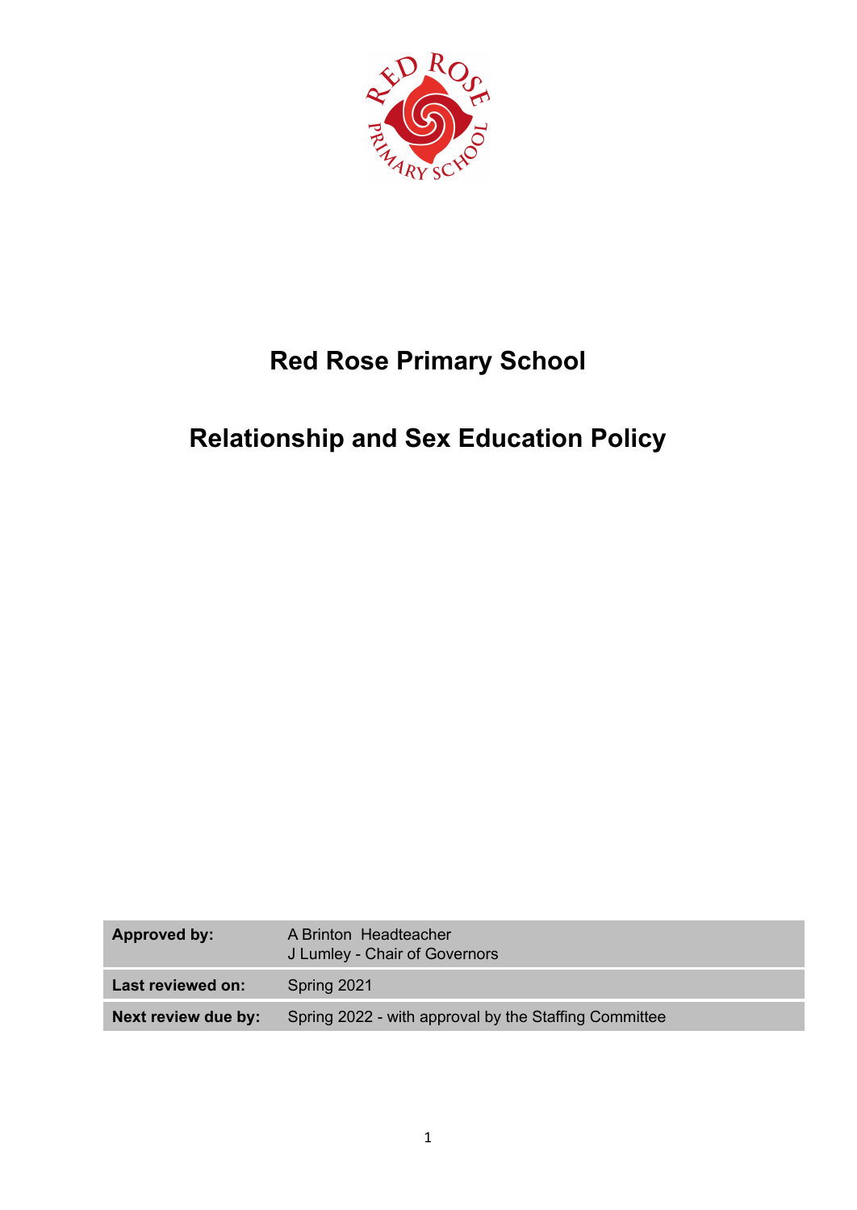# Red Rose Primary School

# Relationship and Sex Education Policy

| | |
|---|---|
| **Approved by:** | A Brinton Headteacher<br>J Lumley - Chair of Governors |
| **Last reviewed on:** | Spring 2021 |
| **Next review due by:** | Spring 2022 - with approval by the Staffing Committee |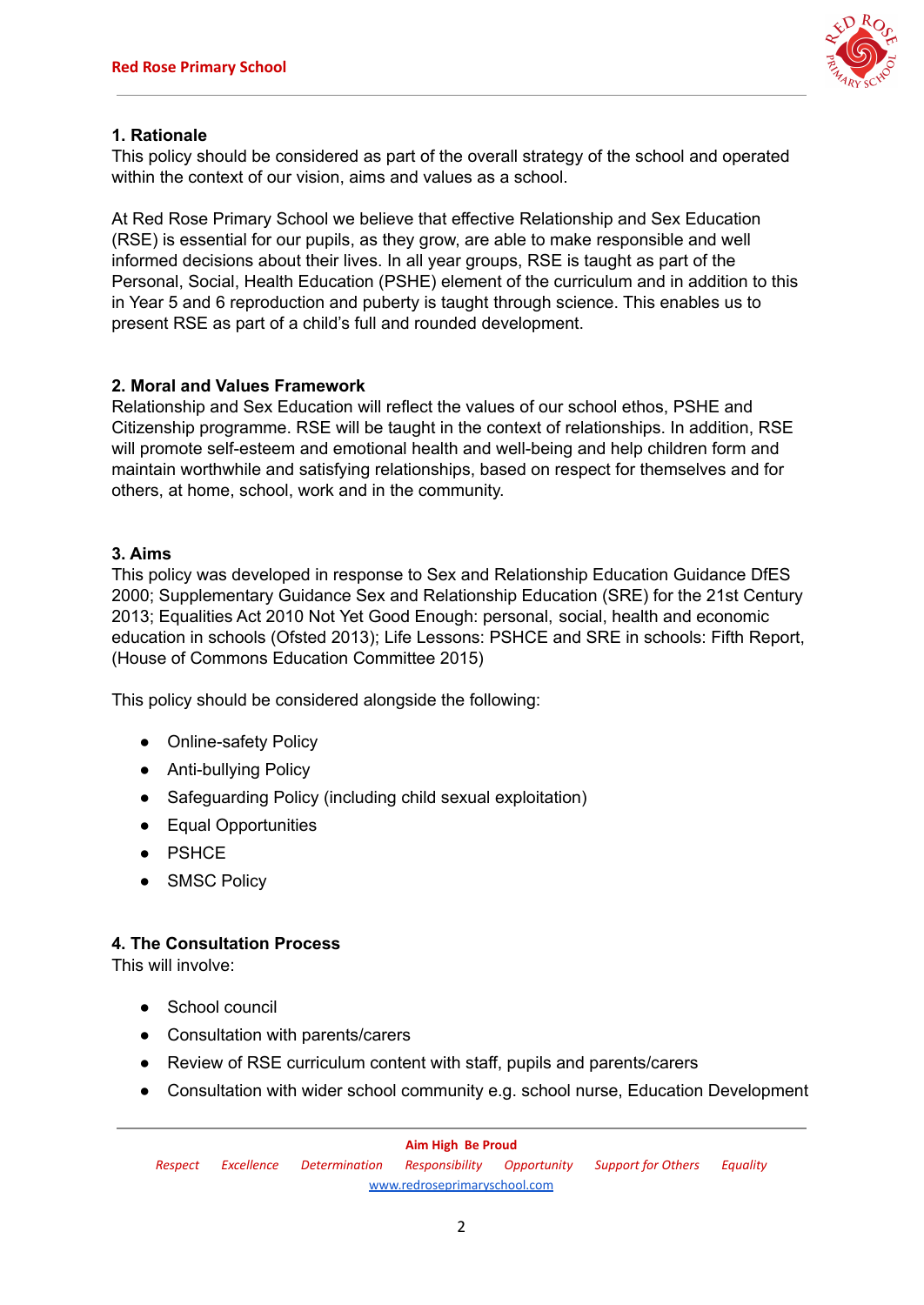## 1. Rationale

This policy should be considered as part of the overall strategy of the school and operated within the context of our vision, aims and values as a school.

At Red Rose Primary School we believe that effective Relationship and Sex Education (RSE) is essential for our pupils, as they grow, are able to make responsible and well informed decisions about their lives. In all year groups, RSE is taught as part of the Personal, Social, Health Education (PSHE) element of the curriculum and in addition to this in Year 5 and 6 reproduction and puberty is taught through science. This enables us to present RSE as part of a child's full and rounded development.

## 2. Moral and Values Framework

Relationship and Sex Education will reflect the values of our school ethos, PSHE and Citizenship programme. RSE will be taught in the context of relationships. In addition, RSE will promote self-esteem and emotional health and well-being and help children form and maintain worthwhile and satisfying relationships, based on respect for themselves and for others, at home, school, work and in the community.

## 3. Aims

This policy was developed in response to Sex and Relationship Education Guidance DfES 2000; Supplementary Guidance Sex and Relationship Education (SRE) for the 21st Century 2013; Equalities Act 2010 Not Yet Good Enough: personal, social, health and economic education in schools (Ofsted 2013); Life Lessons: PSHCE and SRE in schools: Fifth Report, (House of Commons Education Committee 2015)

This policy should be considered alongside the following:

- Online-safety Policy
- Anti-bullying Policy
- Safeguarding Policy (including child sexual exploitation)
- Equal Opportunities
- PSHCE
- SMSC Policy

## 4. The Consultation Process

This will involve:

- School council
- Consultation with parents/carers
- Review of RSE curriculum content with staff, pupils and parents/carers
- Consultation with wider school community e.g. school nurse, Education Development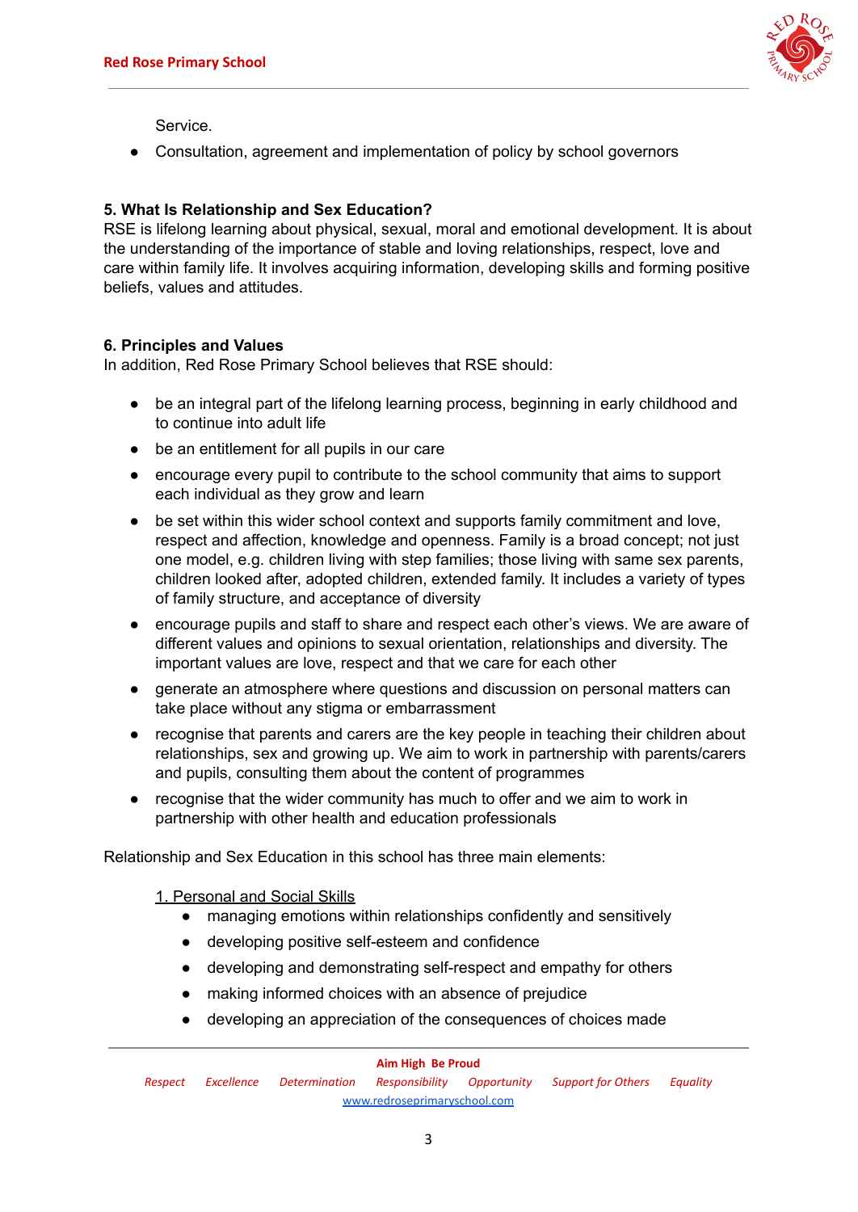Service.

- Consultation, agreement and implementation of policy by school governors

**5. What Is Relationship and Sex Education?**

RSE is lifelong learning about physical, sexual, moral and emotional development. It is about the understanding of the importance of stable and loving relationships, respect, love and care within family life. It involves acquiring information, developing skills and forming positive beliefs, values and attitudes.

**6. Principles and Values**

In addition, Red Rose Primary School believes that RSE should:

- be an integral part of the lifelong learning process, beginning in early childhood and to continue into adult life
- be an entitlement for all pupils in our care
- encourage every pupil to contribute to the school community that aims to support each individual as they grow and learn
- be set within this wider school context and supports family commitment and love, respect and affection, knowledge and openness. Family is a broad concept; not just one model, e.g. children living with step families; those living with same sex parents, children looked after, adopted children, extended family. It includes a variety of types of family structure, and acceptance of diversity
- encourage pupils and staff to share and respect each other's views. We are aware of different values and opinions to sexual orientation, relationships and diversity. The important values are love, respect and that we care for each other
- generate an atmosphere where questions and discussion on personal matters can take place without any stigma or embarrassment
- recognise that parents and carers are the key people in teaching their children about relationships, sex and growing up. We aim to work in partnership with parents/carers and pupils, consulting them about the content of programmes
- recognise that the wider community has much to offer and we aim to work in partnership with other health and education professionals

Relationship and Sex Education in this school has three main elements:

1. Personal and Social Skills
    - managing emotions within relationships confidently and sensitively
    - developing positive self-esteem and confidence
    - developing and demonstrating self-respect and empathy for others
    - making informed choices with an absence of prejudice
    - developing an appreciation of the consequences of choices made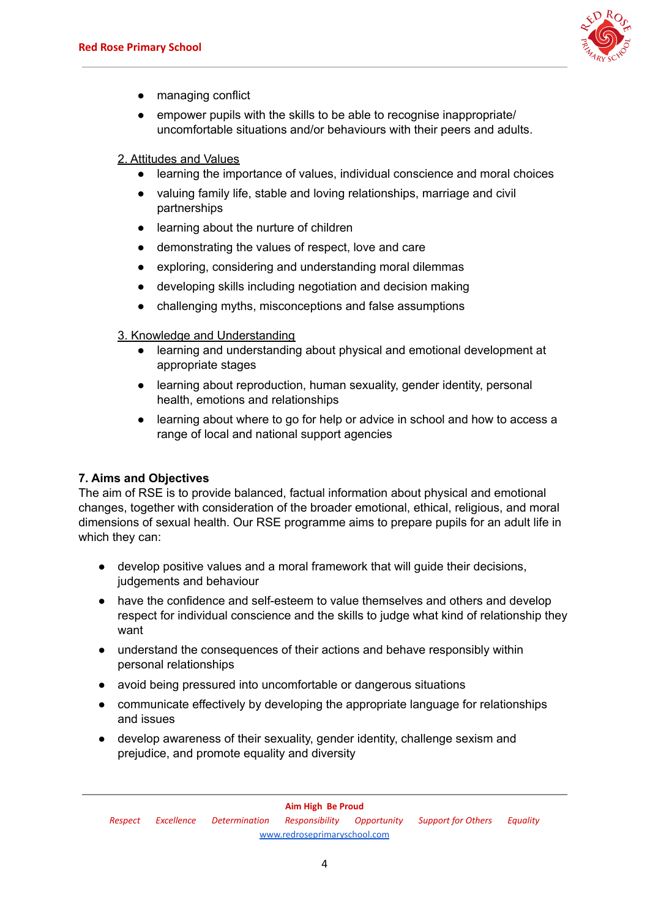- managing conflict
- empower pupils with the skills to be able to recognise inappropriate/ uncomfortable situations and/or behaviours with their peers and adults.

2. Attitudes and Values

- learning the importance of values, individual conscience and moral choices
- valuing family life, stable and loving relationships, marriage and civil partnerships
- learning about the nurture of children
- demonstrating the values of respect, love and care
- exploring, considering and understanding moral dilemmas
- developing skills including negotiation and decision making
- challenging myths, misconceptions and false assumptions

3. Knowledge and Understanding

- learning and understanding about physical and emotional development at appropriate stages
- learning about reproduction, human sexuality, gender identity, personal health, emotions and relationships
- learning about where to go for help or advice in school and how to access a range of local and national support agencies

**7. Aims and Objectives**

The aim of RSE is to provide balanced, factual information about physical and emotional changes, together with consideration of the broader emotional, ethical, religious, and moral dimensions of sexual health. Our RSE programme aims to prepare pupils for an adult life in which they can:

- develop positive values and a moral framework that will guide their decisions, judgements and behaviour
- have the confidence and self-esteem to value themselves and others and develop respect for individual conscience and the skills to judge what kind of relationship they want
- understand the consequences of their actions and behave responsibly within personal relationships
- avoid being pressured into uncomfortable or dangerous situations
- communicate effectively by developing the appropriate language for relationships and issues
- develop awareness of their sexuality, gender identity, challenge sexism and prejudice, and promote equality and diversity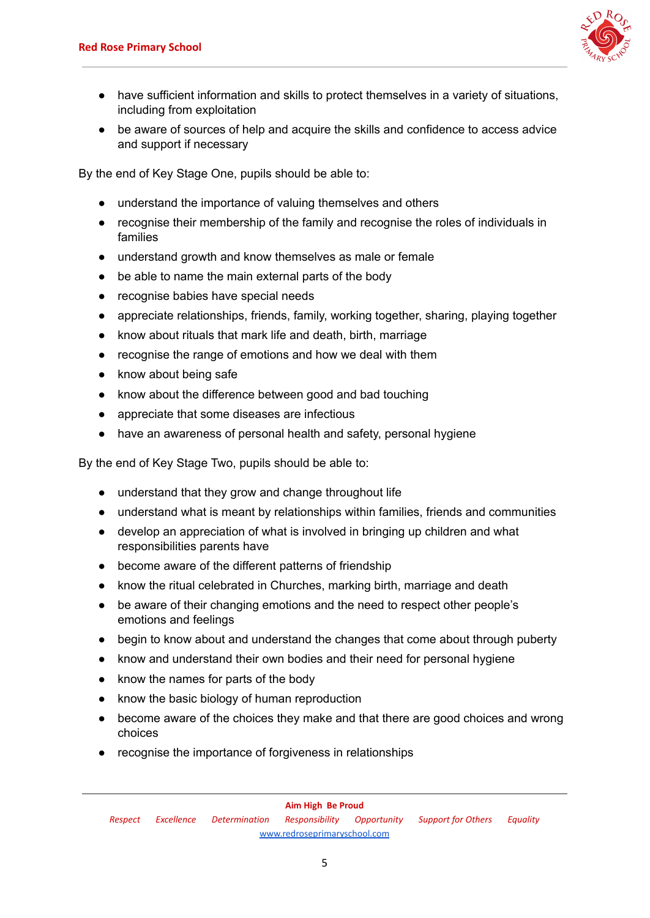- have sufficient information and skills to protect themselves in a variety of situations, including from exploitation
- be aware of sources of help and acquire the skills and confidence to access advice and support if necessary

By the end of Key Stage One, pupils should be able to:

- understand the importance of valuing themselves and others
- recognise their membership of the family and recognise the roles of individuals in families
- understand growth and know themselves as male or female
- be able to name the main external parts of the body
- recognise babies have special needs
- appreciate relationships, friends, family, working together, sharing, playing together
- know about rituals that mark life and death, birth, marriage
- recognise the range of emotions and how we deal with them
- know about being safe
- know about the difference between good and bad touching
- appreciate that some diseases are infectious
- have an awareness of personal health and safety, personal hygiene

By the end of Key Stage Two, pupils should be able to:

- understand that they grow and change throughout life
- understand what is meant by relationships within families, friends and communities
- develop an appreciation of what is involved in bringing up children and what responsibilities parents have
- become aware of the different patterns of friendship
- know the ritual celebrated in Churches, marking birth, marriage and death
- be aware of their changing emotions and the need to respect other people's emotions and feelings
- begin to know about and understand the changes that come about through puberty
- know and understand their own bodies and their need for personal hygiene
- know the names for parts of the body
- know the basic biology of human reproduction
- become aware of the choices they make and that there are good choices and wrong choices
- recognise the importance of forgiveness in relationships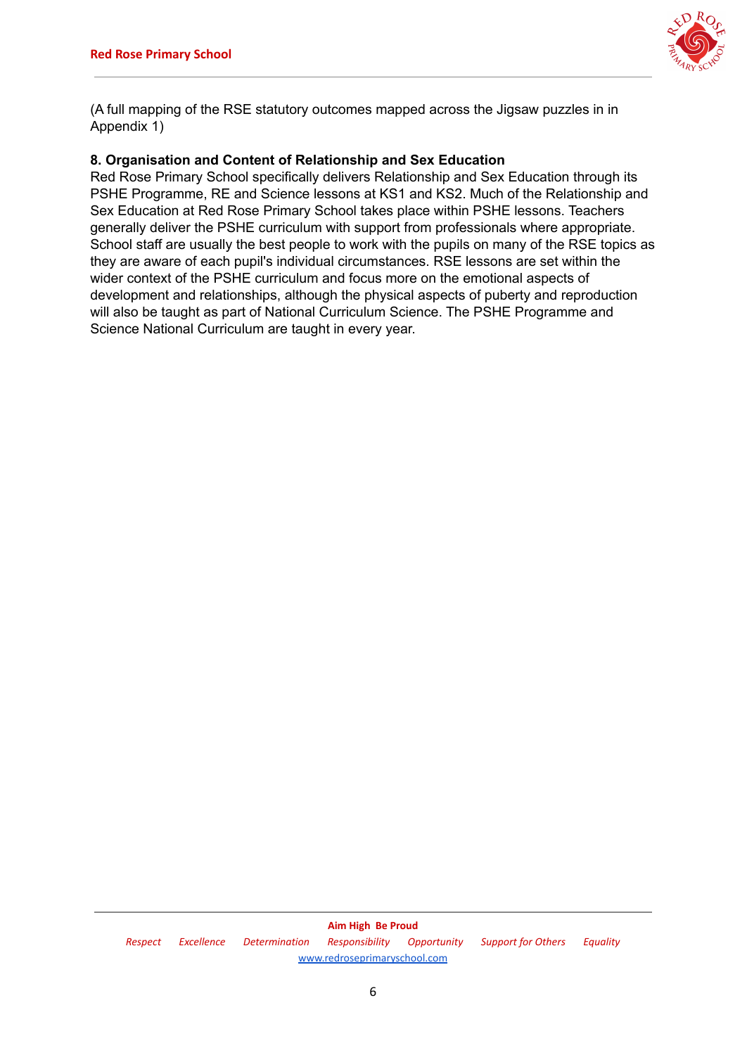(A full mapping of the RSE statutory outcomes mapped across the Jigsaw puzzles in in Appendix 1)

**8. Organisation and Content of Relationship and Sex Education**

Red Rose Primary School specifically delivers Relationship and Sex Education through its PSHE Programme, RE and Science lessons at KS1 and KS2. Much of the Relationship and Sex Education at Red Rose Primary School takes place within PSHE lessons. Teachers generally deliver the PSHE curriculum with support from professionals where appropriate. School staff are usually the best people to work with the pupils on many of the RSE topics as they are aware of each pupil's individual circumstances. RSE lessons are set within the wider context of the PSHE curriculum and focus more on the emotional aspects of development and relationships, although the physical aspects of puberty and reproduction will also be taught as part of National Curriculum Science. The PSHE Programme and Science National Curriculum are taught in every year.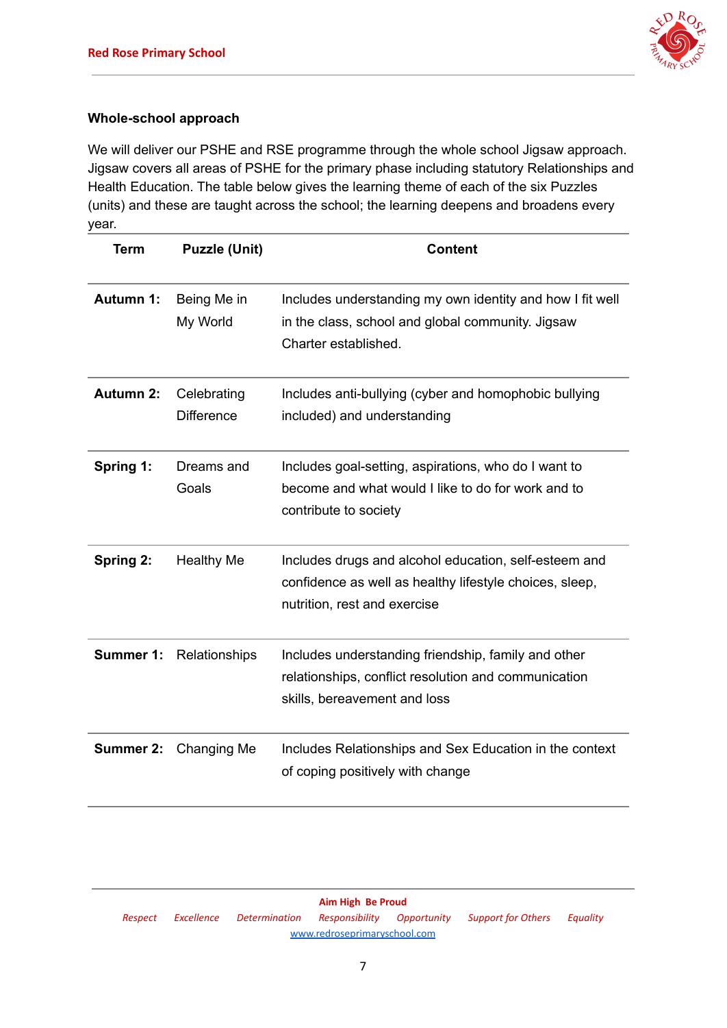### Whole-school approach

We will deliver our PSHE and RSE programme through the whole school Jigsaw approach. Jigsaw covers all areas of PSHE for the primary phase including statutory Relationships and Health Education. The table below gives the learning theme of each of the six Puzzles (units) and these are taught across the school; the learning deepens and broadens every year.

| Term | Puzzle (Unit) | Content |
|---|---|---|
| **Autumn 1:** | Being Me in My World | Includes understanding my own identity and how I fit well in the class, school and global community. Jigsaw Charter established. |
| **Autumn 2:** | Celebrating Difference | Includes anti-bullying (cyber and homophobic bullying included) and understanding |
| **Spring 1:** | Dreams and Goals | Includes goal-setting, aspirations, who do I want to become and what would I like to do for work and to contribute to society |
| **Spring 2:** | Healthy Me | Includes drugs and alcohol education, self-esteem and confidence as well as healthy lifestyle choices, sleep, nutrition, rest and exercise |
| **Summer 1:** | Relationships | Includes understanding friendship, family and other relationships, conflict resolution and communication skills, bereavement and loss |
| **Summer 2:** | Changing Me | Includes Relationships and Sex Education in the context of coping positively with change |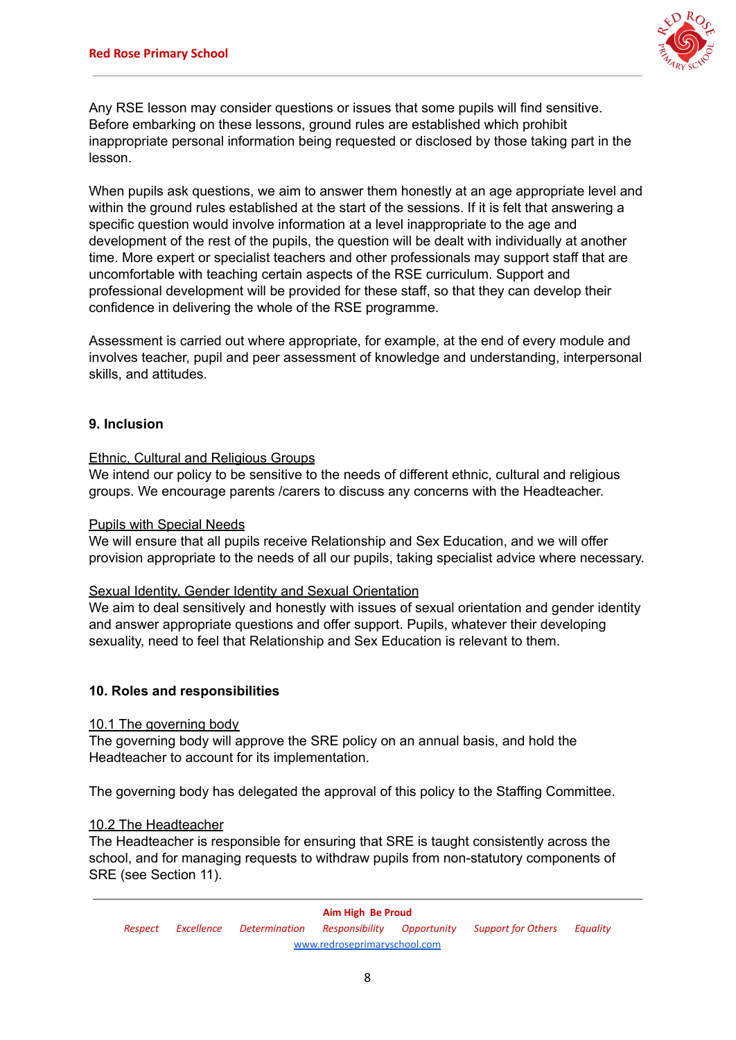Any RSE lesson may consider questions or issues that some pupils will find sensitive. Before embarking on these lessons, ground rules are established which prohibit inappropriate personal information being requested or disclosed by those taking part in the lesson.

When pupils ask questions, we aim to answer them honestly at an age appropriate level and within the ground rules established at the start of the sessions. If it is felt that answering a specific question would involve information at a level inappropriate to the age and development of the rest of the pupils, the question will be dealt with individually at another time. More expert or specialist teachers and other professionals may support staff that are uncomfortable with teaching certain aspects of the RSE curriculum. Support and professional development will be provided for these staff, so that they can develop their confidence in delivering the whole of the RSE programme.

Assessment is carried out where appropriate, for example, at the end of every module and involves teacher, pupil and peer assessment of knowledge and understanding, interpersonal skills, and attitudes.

## 9. Inclusion

Ethnic, Cultural and Religious Groups

We intend our policy to be sensitive to the needs of different ethnic, cultural and religious groups. We encourage parents /carers to discuss any concerns with the Headteacher.

Pupils with Special Needs

We will ensure that all pupils receive Relationship and Sex Education, and we will offer provision appropriate to the needs of all our pupils, taking specialist advice where necessary.

Sexual Identity, Gender Identity and Sexual Orientation

We aim to deal sensitively and honestly with issues of sexual orientation and gender identity and answer appropriate questions and offer support. Pupils, whatever their developing sexuality, need to feel that Relationship and Sex Education is relevant to them.

## 10. Roles and responsibilities

### 10.1 The governing body

The governing body will approve the SRE policy on an annual basis, and hold the Headteacher to account for its implementation.

The governing body has delegated the approval of this policy to the Staffing Committee.

### 10.2 The Headteacher

The Headteacher is responsible for ensuring that SRE is taught consistently across the school, and for managing requests to withdraw pupils from non-statutory components of SRE (see Section 11).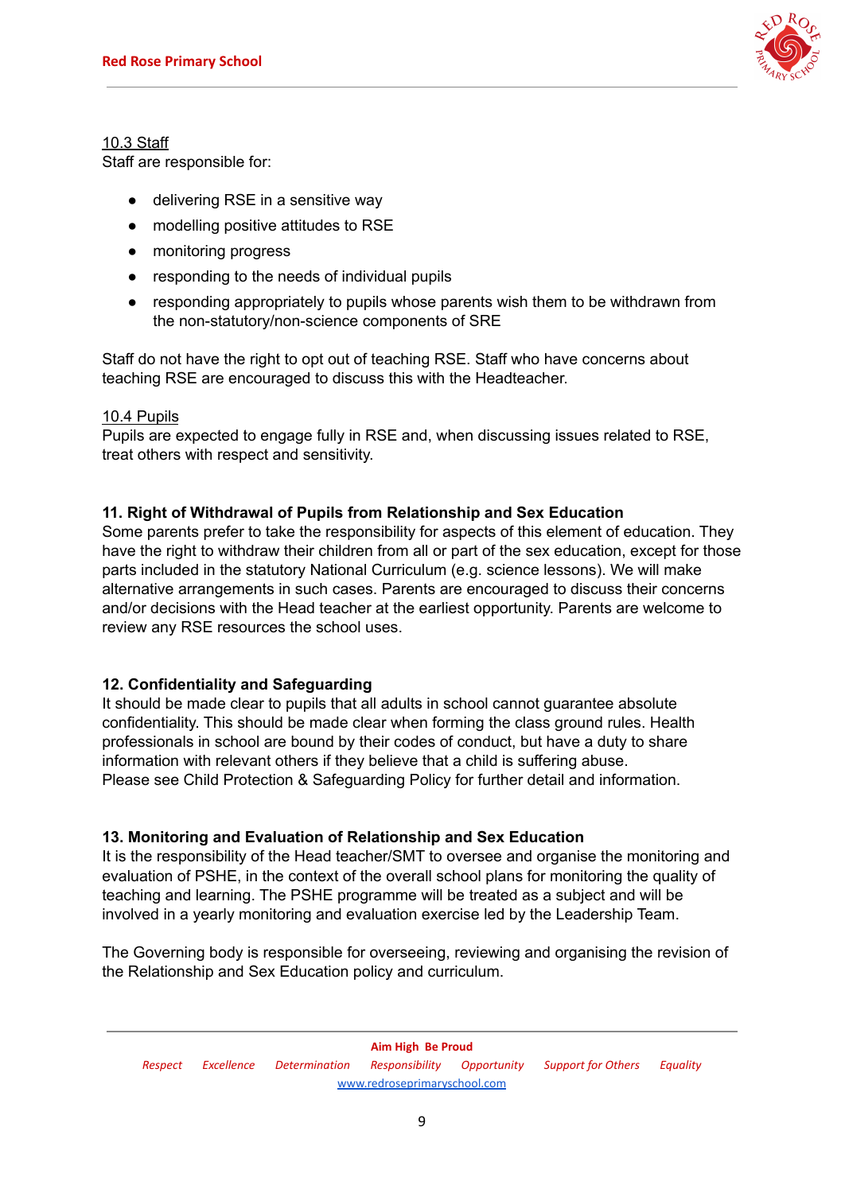10.3 Staff

Staff are responsible for:

- delivering RSE in a sensitive way
- modelling positive attitudes to RSE
- monitoring progress
- responding to the needs of individual pupils
- responding appropriately to pupils whose parents wish them to be withdrawn from the non-statutory/non-science components of SRE

Staff do not have the right to opt out of teaching RSE. Staff who have concerns about teaching RSE are encouraged to discuss this with the Headteacher.

10.4 Pupils

Pupils are expected to engage fully in RSE and, when discussing issues related to RSE, treat others with respect and sensitivity.

## 11. Right of Withdrawal of Pupils from Relationship and Sex Education

Some parents prefer to take the responsibility for aspects of this element of education. They have the right to withdraw their children from all or part of the sex education, except for those parts included in the statutory National Curriculum (e.g. science lessons). We will make alternative arrangements in such cases. Parents are encouraged to discuss their concerns and/or decisions with the Head teacher at the earliest opportunity. Parents are welcome to review any RSE resources the school uses.

## 12. Confidentiality and Safeguarding

It should be made clear to pupils that all adults in school cannot guarantee absolute confidentiality. This should be made clear when forming the class ground rules. Health professionals in school are bound by their codes of conduct, but have a duty to share information with relevant others if they believe that a child is suffering abuse.
Please see Child Protection & Safeguarding Policy for further detail and information.

## 13. Monitoring and Evaluation of Relationship and Sex Education

It is the responsibility of the Head teacher/SMT to oversee and organise the monitoring and evaluation of PSHE, in the context of the overall school plans for monitoring the quality of teaching and learning. The PSHE programme will be treated as a subject and will be involved in a yearly monitoring and evaluation exercise led by the Leadership Team.

The Governing body is responsible for overseeing, reviewing and organising the revision of the Relationship and Sex Education policy and curriculum.